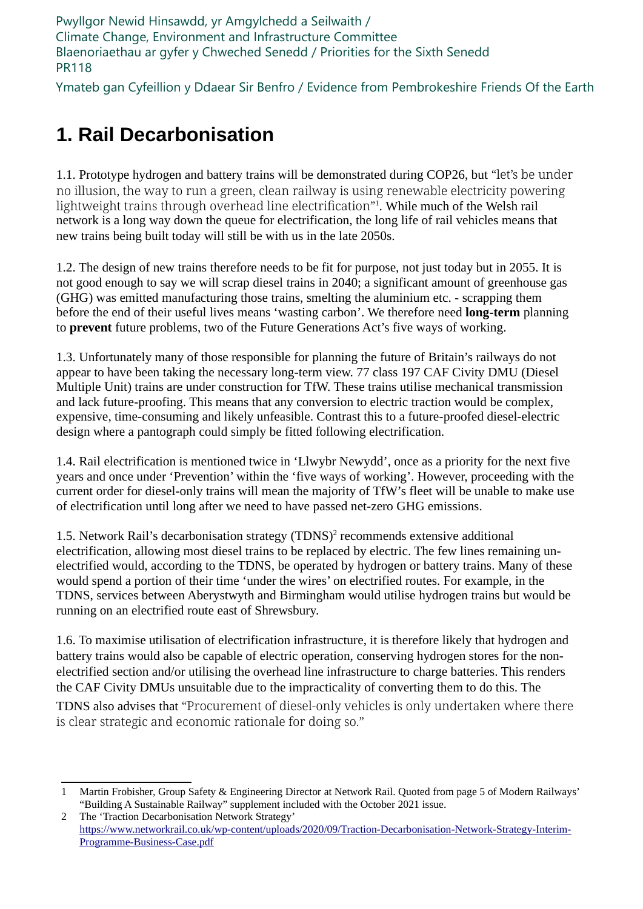Pwyllgor Newid Hinsawdd, yr Amgylchedd a Seilwaith /
Climate Change, Environment and Infrastructure Committee
Blaenoriaethau ar gyfer y Chweched Senedd / Priorities for the Sixth Senedd
PR118

Ymateb gan Cyfeillion y Ddaear Sir Benfro / Evidence from Pembrokeshire Friends Of the Earth

# 1. Rail Decarbonisation

1.1. Prototype hydrogen and battery trains will be demonstrated during COP26, but "let's be under no illusion, the way to run a green, clean railway is using renewable electricity powering lightweight trains through overhead line electrification"[1]. While much of the Welsh rail network is a long way down the queue for electrification, the long life of rail vehicles means that new trains being built today will still be with us in the late 2050s.

1.2. The design of new trains therefore needs to be fit for purpose, not just today but in 2055. It is not good enough to say we will scrap diesel trains in 2040; a significant amount of greenhouse gas (GHG) was emitted manufacturing those trains, smelting the aluminium etc. - scrapping them before the end of their useful lives means 'wasting carbon'. We therefore need **long-term** planning to **prevent** future problems, two of the Future Generations Act's five ways of working.

1.3. Unfortunately many of those responsible for planning the future of Britain's railways do not appear to have been taking the necessary long-term view. 77 class 197 CAF Civity DMU (Diesel Multiple Unit) trains are under construction for TfW. These trains utilise mechanical transmission and lack future-proofing. This means that any conversion to electric traction would be complex, expensive, time-consuming and likely unfeasible. Contrast this to a future-proofed diesel-electric design where a pantograph could simply be fitted following electrification.

1.4. Rail electrification is mentioned twice in 'Llwybr Newydd', once as a priority for the next five years and once under 'Prevention' within the 'five ways of working'. However, proceeding with the current order for diesel-only trains will mean the majority of TfW's fleet will be unable to make use of electrification until long after we need to have passed net-zero GHG emissions.

1.5. Network Rail's decarbonisation strategy (TDNS)[2] recommends extensive additional electrification, allowing most diesel trains to be replaced by electric. The few lines remaining un-electrified would, according to the TDNS, be operated by hydrogen or battery trains. Many of these would spend a portion of their time 'under the wires' on electrified routes. For example, in the TDNS, services between Aberystwyth and Birmingham would utilise hydrogen trains but would be running on an electrified route east of Shrewsbury.

1.6. To maximise utilisation of electrification infrastructure, it is therefore likely that hydrogen and battery trains would also be capable of electric operation, conserving hydrogen stores for the non-electrified section and/or utilising the overhead line infrastructure to charge batteries. This renders the CAF Civity DMUs unsuitable due to the impracticality of converting them to do this. The TDNS also advises that "Procurement of diesel-only vehicles is only undertaken where there is clear strategic and economic rationale for doing so."

---

1 Martin Frobisher, Group Safety & Engineering Director at Network Rail. Quoted from page 5 of Modern Railways' "Building A Sustainable Railway" supplement included with the October 2021 issue.

2 The 'Traction Decarbonisation Network Strategy' https://www.networkrail.co.uk/wp-content/uploads/2020/09/Traction-Decarbonisation-Network-Strategy-Interim-Programme-Business-Case.pdf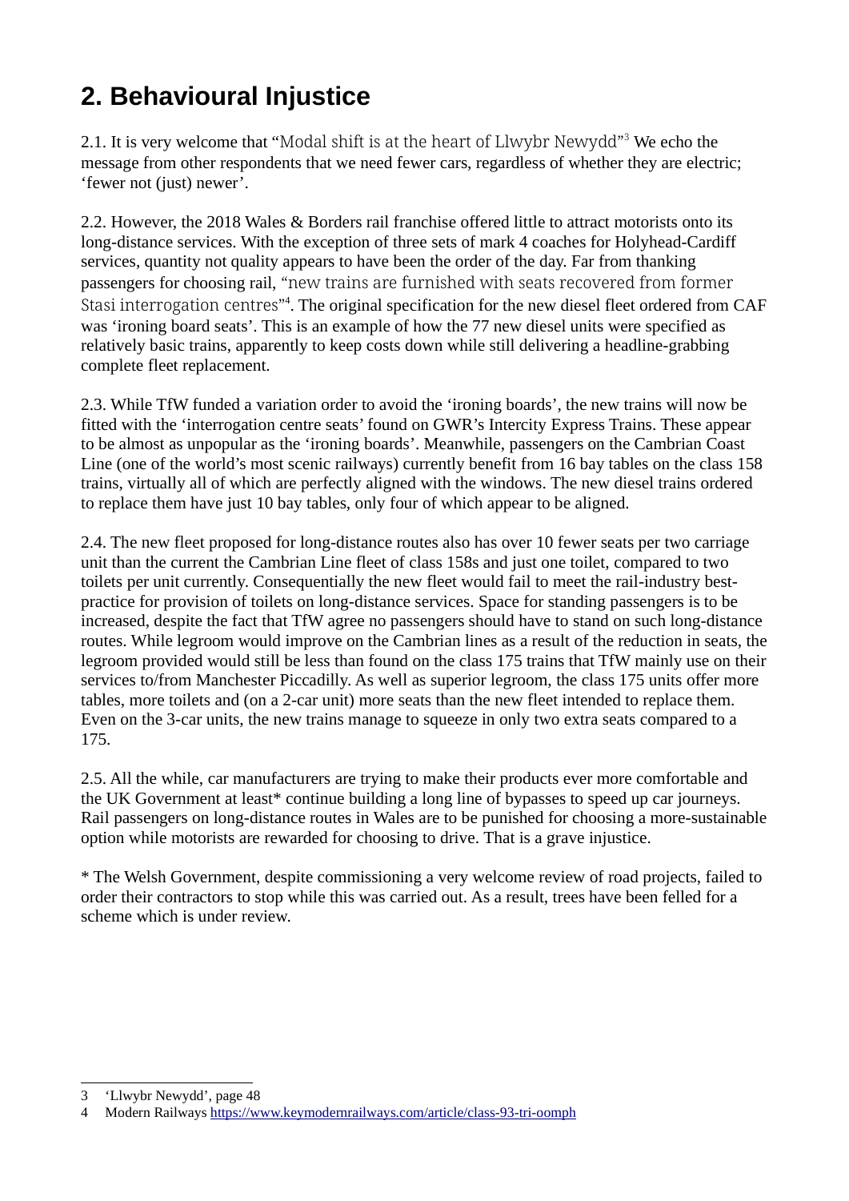## 2. Behavioural Injustice

2.1. It is very welcome that "Modal shift is at the heart of Llwybr Newydd"[3] We echo the message from other respondents that we need fewer cars, regardless of whether they are electric; 'fewer not (just) newer'.

2.2. However, the 2018 Wales & Borders rail franchise offered little to attract motorists onto its long-distance services. With the exception of three sets of mark 4 coaches for Holyhead-Cardiff services, quantity not quality appears to have been the order of the day. Far from thanking passengers for choosing rail, "new trains are furnished with seats recovered from former Stasi interrogation centres"[4]. The original specification for the new diesel fleet ordered from CAF was 'ironing board seats'. This is an example of how the 77 new diesel units were specified as relatively basic trains, apparently to keep costs down while still delivering a headline-grabbing complete fleet replacement.

2.3. While TfW funded a variation order to avoid the 'ironing boards', the new trains will now be fitted with the 'interrogation centre seats' found on GWR's Intercity Express Trains. These appear to be almost as unpopular as the 'ironing boards'. Meanwhile, passengers on the Cambrian Coast Line (one of the world's most scenic railways) currently benefit from 16 bay tables on the class 158 trains, virtually all of which are perfectly aligned with the windows. The new diesel trains ordered to replace them have just 10 bay tables, only four of which appear to be aligned.

2.4. The new fleet proposed for long-distance routes also has over 10 fewer seats per two carriage unit than the current the Cambrian Line fleet of class 158s and just one toilet, compared to two toilets per unit currently. Consequentially the new fleet would fail to meet the rail-industry best-practice for provision of toilets on long-distance services. Space for standing passengers is to be increased, despite the fact that TfW agree no passengers should have to stand on such long-distance routes. While legroom would improve on the Cambrian lines as a result of the reduction in seats, the legroom provided would still be less than found on the class 175 trains that TfW mainly use on their services to/from Manchester Piccadilly. As well as superior legroom, the class 175 units offer more tables, more toilets and (on a 2-car unit) more seats than the new fleet intended to replace them. Even on the 3-car units, the new trains manage to squeeze in only two extra seats compared to a 175.

2.5. All the while, car manufacturers are trying to make their products ever more comfortable and the UK Government at least* continue building a long line of bypasses to speed up car journeys. Rail passengers on long-distance routes in Wales are to be punished for choosing a more-sustainable option while motorists are rewarded for choosing to drive. That is a grave injustice.

* The Welsh Government, despite commissioning a very welcome review of road projects, failed to order their contractors to stop while this was carried out. As a result, trees have been felled for a scheme which is under review.

---

3 'Llwybr Newydd', page 48

4 Modern Railways https://www.keymodernrailways.com/article/class-93-tri-oomph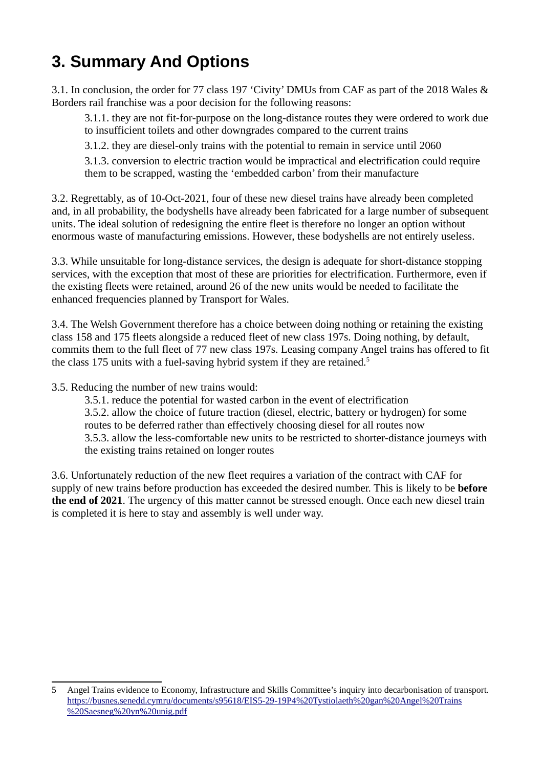# 3. Summary And Options

3.1. In conclusion, the order for 77 class 197 'Civity' DMUs from CAF as part of the 2018 Wales & Borders rail franchise was a poor decision for the following reasons:

3.1.1. they are not fit-for-purpose on the long-distance routes they were ordered to work due to insufficient toilets and other downgrades compared to the current trains

3.1.2. they are diesel-only trains with the potential to remain in service until 2060

3.1.3. conversion to electric traction would be impractical and electrification could require them to be scrapped, wasting the 'embedded carbon' from their manufacture

3.2. Regrettably, as of 10-Oct-2021, four of these new diesel trains have already been completed and, in all probability, the bodyshells have already been fabricated for a large number of subsequent units. The ideal solution of redesigning the entire fleet is therefore no longer an option without enormous waste of manufacturing emissions. However, these bodyshells are not entirely useless.

3.3. While unsuitable for long-distance services, the design is adequate for short-distance stopping services, with the exception that most of these are priorities for electrification. Furthermore, even if the existing fleets were retained, around 26 of the new units would be needed to facilitate the enhanced frequencies planned by Transport for Wales.

3.4. The Welsh Government therefore has a choice between doing nothing or retaining the existing class 158 and 175 fleets alongside a reduced fleet of new class 197s. Doing nothing, by default, commits them to the full fleet of 77 new class 197s. Leasing company Angel trains has offered to fit the class 175 units with a fuel-saving hybrid system if they are retained.[5]

3.5. Reducing the number of new trains would:

3.5.1. reduce the potential for wasted carbon in the event of electrification

3.5.2. allow the choice of future traction (diesel, electric, battery or hydrogen) for some routes to be deferred rather than effectively choosing diesel for all routes now

3.5.3. allow the less-comfortable new units to be restricted to shorter-distance journeys with the existing trains retained on longer routes

3.6. Unfortunately reduction of the new fleet requires a variation of the contract with CAF for supply of new trains before production has exceeded the desired number. This is likely to be **before the end of 2021**. The urgency of this matter cannot be stressed enough. Once each new diesel train is completed it is here to stay and assembly is well under way.

---

5 Angel Trains evidence to Economy, Infrastructure and Skills Committee's inquiry into decarbonisation of transport. https://busnes.senedd.cymru/documents/s95618/EIS5-29-19P4%20Tystiolaeth%20gan%20Angel%20Trains%20Saesneg%20yn%20unig.pdf